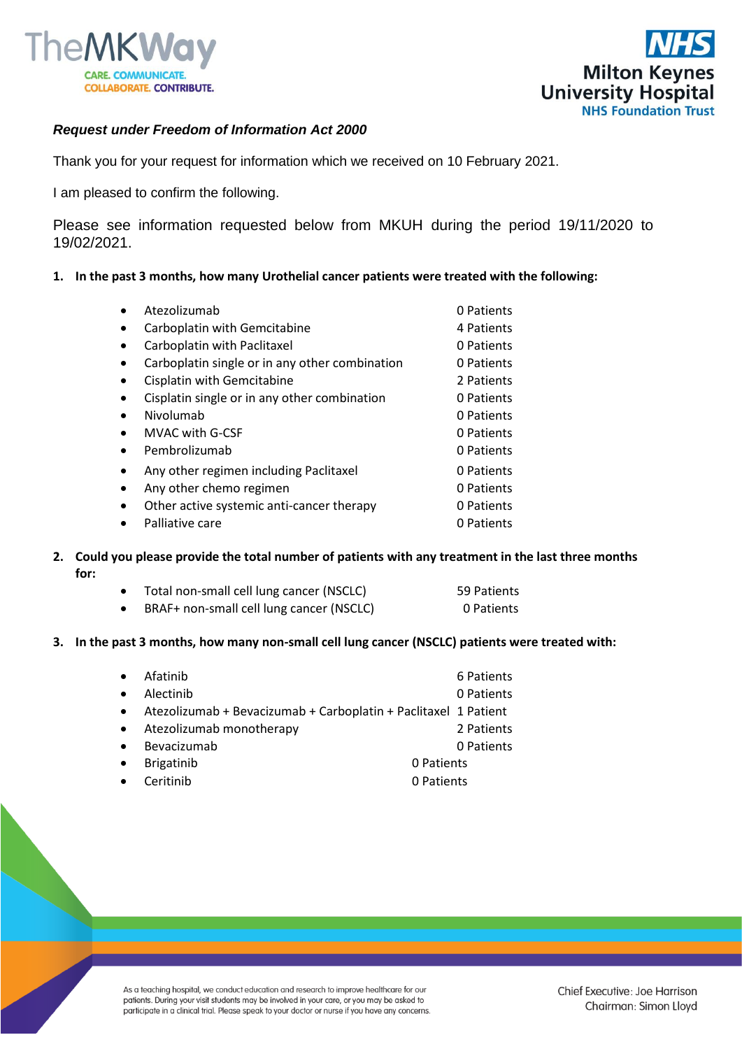***Request under Freedom of Information Act 2000***

Thank you for your request for information which we received on 10 February 2021.

I am pleased to confirm the following.

Please see information requested below from MKUH during the period 19/11/2020 to 19/02/2021.

**1. In the past 3 months, how many Urothelial cancer patients were treated with the following:**

- Atezolizumab — 0 Patients
- Carboplatin with Gemcitabine — 4 Patients
- Carboplatin with Paclitaxel — 0 Patients
- Carboplatin single or in any other combination — 0 Patients
- Cisplatin with Gemcitabine — 2 Patients
- Cisplatin single or in any other combination — 0 Patients
- Nivolumab — 0 Patients
- MVAC with G-CSF — 0 Patients
- Pembrolizumab — 0 Patients
- Any other regimen including Paclitaxel — 0 Patients
- Any other chemo regimen — 0 Patients
- Other active systemic anti-cancer therapy — 0 Patients
- Palliative care — 0 Patients

**2. Could you please provide the total number of patients with any treatment in the last three months for:**

- Total non-small cell lung cancer (NSCLC) — 59 Patients
- BRAF+ non-small cell lung cancer (NSCLC) — 0 Patients

**3. In the past 3 months, how many non-small cell lung cancer (NSCLC) patients were treated with:**

- Afatinib — 6 Patients
- Alectinib — 0 Patients
- Atezolizumab + Bevacizumab + Carboplatin + Paclitaxel — 1 Patient
- Atezolizumab monotherapy — 2 Patients
- Bevacizumab — 0 Patients
- Brigatinib — 0 Patients
- Ceritinib — 0 Patients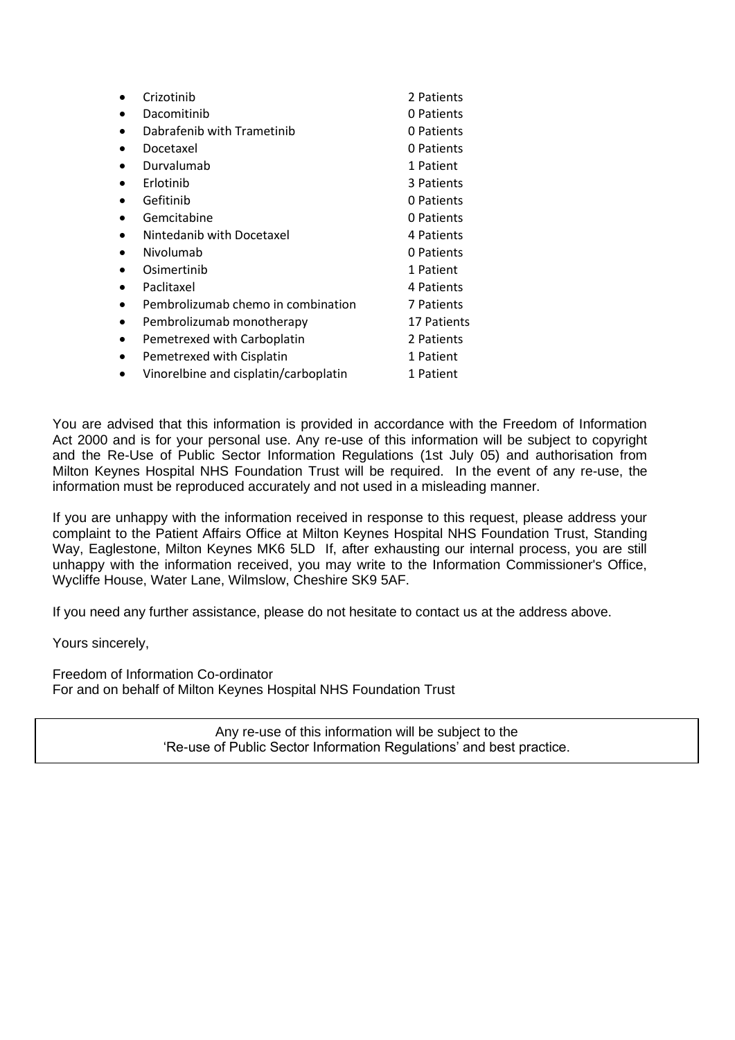- Crizotinib 2 Patients
- Dacomitinib 0 Patients
- Dabrafenib with Trametinib 0 Patients
- Docetaxel 0 Patients
- Durvalumab 1 Patient
- Erlotinib 3 Patients
- Gefitinib 0 Patients
- Gemcitabine 0 Patients
- Nintedanib with Docetaxel 4 Patients
- Nivolumab 0 Patients
- Osimertinib 1 Patient
- Paclitaxel 4 Patients
- Pembrolizumab chemo in combination 7 Patients
- Pembrolizumab monotherapy 17 Patients
- Pemetrexed with Carboplatin 2 Patients
- Pemetrexed with Cisplatin 1 Patient
- Vinorelbine and cisplatin/carboplatin 1 Patient

You are advised that this information is provided in accordance with the Freedom of Information Act 2000 and is for your personal use. Any re-use of this information will be subject to copyright and the Re-Use of Public Sector Information Regulations (1st July 05) and authorisation from Milton Keynes Hospital NHS Foundation Trust will be required. In the event of any re-use, the information must be reproduced accurately and not used in a misleading manner.

If you are unhappy with the information received in response to this request, please address your complaint to the Patient Affairs Office at Milton Keynes Hospital NHS Foundation Trust, Standing Way, Eaglestone, Milton Keynes MK6 5LD If, after exhausting our internal process, you are still unhappy with the information received, you may write to the Information Commissioner's Office, Wycliffe House, Water Lane, Wilmslow, Cheshire SK9 5AF.

If you need any further assistance, please do not hesitate to contact us at the address above.

Yours sincerely,

Freedom of Information Co-ordinator
For and on behalf of Milton Keynes Hospital NHS Foundation Trust

Any re-use of this information will be subject to the 'Re-use of Public Sector Information Regulations' and best practice.